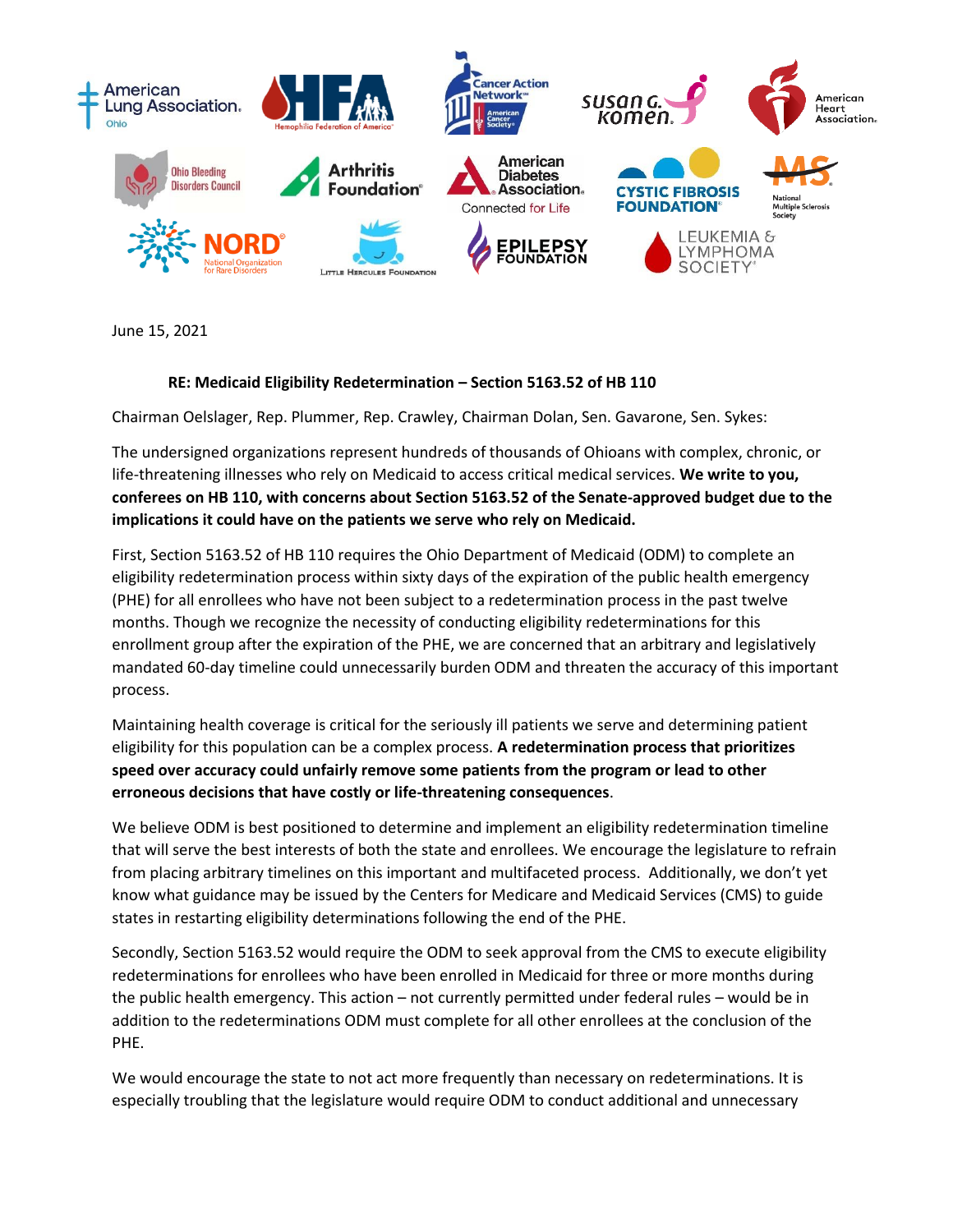June 15, 2021

**RE: Medicaid Eligibility Redetermination – Section 5163.52 of HB 110**

Chairman Oelslager, Rep. Plummer, Rep. Crawley, Chairman Dolan, Sen. Gavarone, Sen. Sykes:

The undersigned organizations represent hundreds of thousands of Ohioans with complex, chronic, or life-threatening illnesses who rely on Medicaid to access critical medical services. **We write to you, conferees on HB 110, with concerns about Section 5163.52 of the Senate-approved budget due to the implications it could have on the patients we serve who rely on Medicaid.**

First, Section 5163.52 of HB 110 requires the Ohio Department of Medicaid (ODM) to complete an eligibility redetermination process within sixty days of the expiration of the public health emergency (PHE) for all enrollees who have not been subject to a redetermination process in the past twelve months. Though we recognize the necessity of conducting eligibility redeterminations for this enrollment group after the expiration of the PHE, we are concerned that an arbitrary and legislatively mandated 60-day timeline could unnecessarily burden ODM and threaten the accuracy of this important process.

Maintaining health coverage is critical for the seriously ill patients we serve and determining patient eligibility for this population can be a complex process. **A redetermination process that prioritizes speed over accuracy could unfairly remove some patients from the program or lead to other erroneous decisions that have costly or life-threatening consequences**.

We believe ODM is best positioned to determine and implement an eligibility redetermination timeline that will serve the best interests of both the state and enrollees. We encourage the legislature to refrain from placing arbitrary timelines on this important and multifaceted process. Additionally, we don't yet know what guidance may be issued by the Centers for Medicare and Medicaid Services (CMS) to guide states in restarting eligibility determinations following the end of the PHE.

Secondly, Section 5163.52 would require the ODM to seek approval from the CMS to execute eligibility redeterminations for enrollees who have been enrolled in Medicaid for three or more months during the public health emergency. This action – not currently permitted under federal rules – would be in addition to the redeterminations ODM must complete for all other enrollees at the conclusion of the PHE.

We would encourage the state to not act more frequently than necessary on redeterminations. It is especially troubling that the legislature would require ODM to conduct additional and unnecessary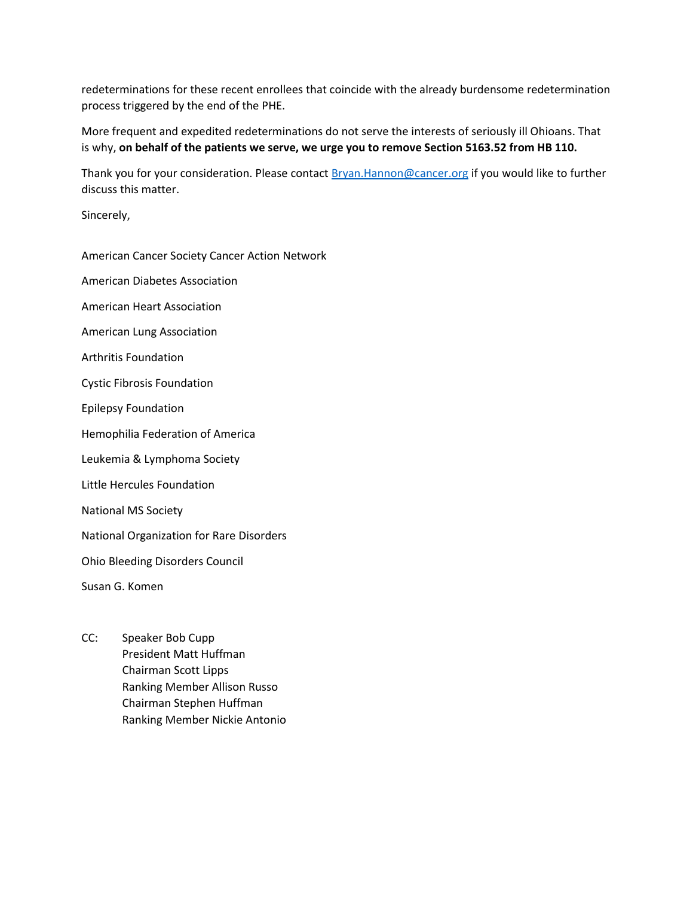redeterminations for these recent enrollees that coincide with the already burdensome redetermination process triggered by the end of the PHE.

More frequent and expedited redeterminations do not serve the interests of seriously ill Ohioans. That is why, **on behalf of the patients we serve, we urge you to remove Section 5163.52 from HB 110.**

Thank you for your consideration. Please contact [Bryan.Hannon@cancer.org](mailto:Bryan.Hannon@cancer.org) if you would like to further discuss this matter.

Sincerely,

American Cancer Society Cancer Action Network

American Diabetes Association

American Heart Association

American Lung Association

Arthritis Foundation

Cystic Fibrosis Foundation

Epilepsy Foundation

Hemophilia Federation of America

Leukemia & Lymphoma Society

Little Hercules Foundation

National MS Society

National Organization for Rare Disorders

Ohio Bleeding Disorders Council

Susan G. Komen

CC: Speaker Bob Cupp
President Matt Huffman
Chairman Scott Lipps
Ranking Member Allison Russo
Chairman Stephen Huffman
Ranking Member Nickie Antonio